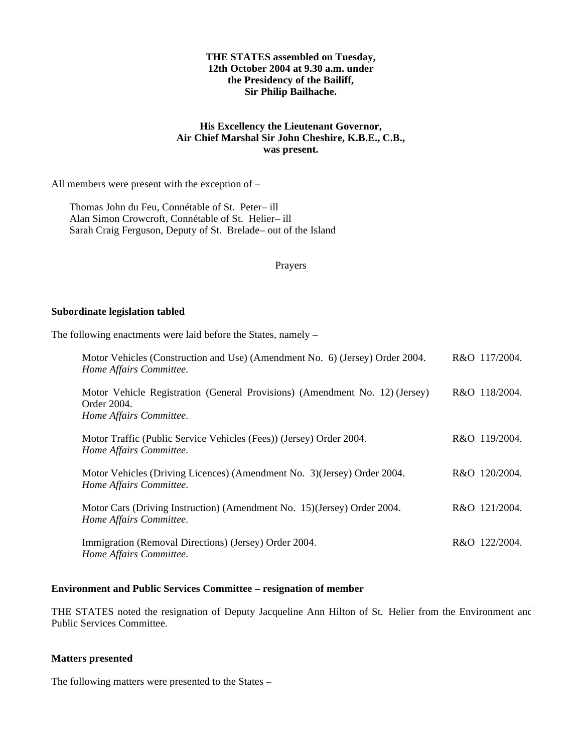**THE STATES assembled on Tuesday, 12th October 2004 at 9.30 a.m. under the Presidency of the Bailiff, Sir Philip Bailhache.**

**His Excellency the Lieutenant Governor, Air Chief Marshal Sir John Cheshire, K.B.E., C.B., was present.**

All members were present with the exception of –

Thomas John du Feu, Connétable of St. Peter– ill
Alan Simon Crowcroft, Connétable of St. Helier– ill
Sarah Craig Ferguson, Deputy of St. Brelade– out of the Island

Prayers

**Subordinate legislation tabled**

The following enactments were laid before the States, namely –

| | |
|---|---|
| Motor Vehicles (Construction and Use) (Amendment No. 6) (Jersey) Order 2004. *Home Affairs Committee.* | R&O 117/2004. |
| Motor Vehicle Registration (General Provisions) (Amendment No. 12) (Jersey) Order 2004. *Home Affairs Committee.* | R&O 118/2004. |
| Motor Traffic (Public Service Vehicles (Fees)) (Jersey) Order 2004. *Home Affairs Committee.* | R&O 119/2004. |
| Motor Vehicles (Driving Licences) (Amendment No. 3)(Jersey) Order 2004. *Home Affairs Committee.* | R&O 120/2004. |
| Motor Cars (Driving Instruction) (Amendment No. 15)(Jersey) Order 2004. *Home Affairs Committee.* | R&O 121/2004. |
| Immigration (Removal Directions) (Jersey) Order 2004. *Home Affairs Committee.* | R&O 122/2004. |

**Environment and Public Services Committee – resignation of member**

THE STATES noted the resignation of Deputy Jacqueline Ann Hilton of St. Helier from the Environment and Public Services Committee.

**Matters presented**

The following matters were presented to the States –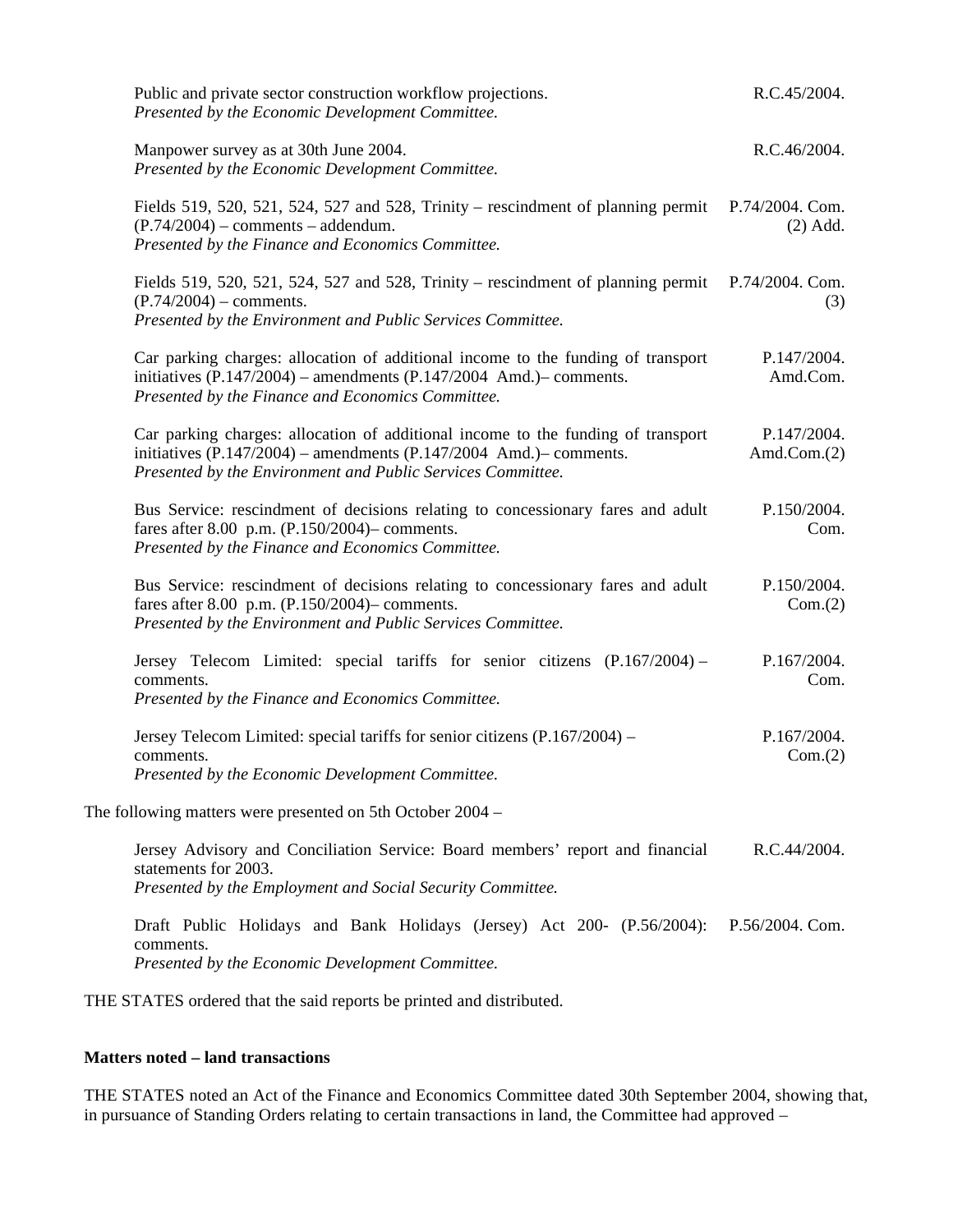Public and private sector construction workflow projections. R.C.45/2004.
*Presented by the Economic Development Committee.*

Manpower survey as at 30th June 2004. R.C.46/2004.
*Presented by the Economic Development Committee.*

Fields 519, 520, 521, 524, 527 and 528, Trinity – rescindment of planning permit (P.74/2004) – comments – addendum. P.74/2004. Com. (2) Add.
*Presented by the Finance and Economics Committee.*

Fields 519, 520, 521, 524, 527 and 528, Trinity – rescindment of planning permit (P.74/2004) – comments. P.74/2004. Com. (3)
*Presented by the Environment and Public Services Committee.*

Car parking charges: allocation of additional income to the funding of transport initiatives (P.147/2004) – amendments (P.147/2004 Amd.)– comments. P.147/2004. Amd.Com.
*Presented by the Finance and Economics Committee.*

Car parking charges: allocation of additional income to the funding of transport initiatives (P.147/2004) – amendments (P.147/2004 Amd.)– comments. P.147/2004. Amd.Com.(2)
*Presented by the Environment and Public Services Committee.*

Bus Service: rescindment of decisions relating to concessionary fares and adult fares after 8.00 p.m. (P.150/2004)– comments. P.150/2004. Com.
*Presented by the Finance and Economics Committee.*

Bus Service: rescindment of decisions relating to concessionary fares and adult fares after 8.00 p.m. (P.150/2004)– comments. P.150/2004. Com.(2)
*Presented by the Environment and Public Services Committee.*

Jersey Telecom Limited: special tariffs for senior citizens (P.167/2004) – comments. P.167/2004. Com.
*Presented by the Finance and Economics Committee.*

Jersey Telecom Limited: special tariffs for senior citizens (P.167/2004) – comments. P.167/2004. Com.(2)
*Presented by the Economic Development Committee.*

The following matters were presented on 5th October 2004 –

Jersey Advisory and Conciliation Service: Board members' report and financial statements for 2003. R.C.44/2004.
*Presented by the Employment and Social Security Committee.*

Draft Public Holidays and Bank Holidays (Jersey) Act 200- (P.56/2004): comments. P.56/2004. Com.
*Presented by the Economic Development Committee.*

THE STATES ordered that the said reports be printed and distributed.

**Matters noted – land transactions**

THE STATES noted an Act of the Finance and Economics Committee dated 30th September 2004, showing that, in pursuance of Standing Orders relating to certain transactions in land, the Committee had approved –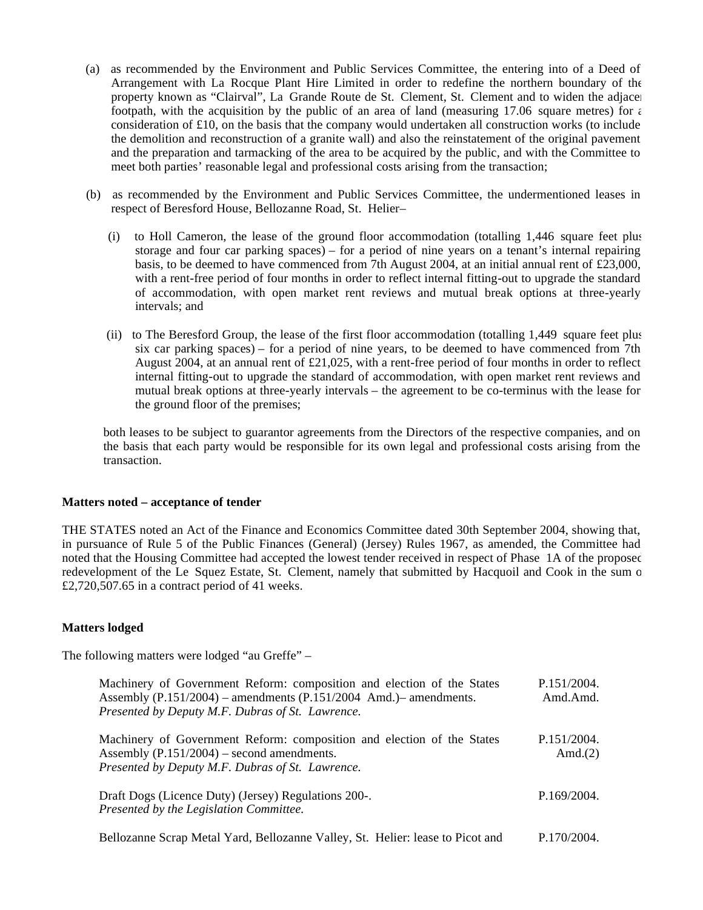(a) as recommended by the Environment and Public Services Committee, the entering into of a Deed of Arrangement with La Rocque Plant Hire Limited in order to redefine the northern boundary of the property known as "Clairval", La Grande Route de St. Clement, St. Clement and to widen the adjacent footpath, with the acquisition by the public of an area of land (measuring 17.06 square metres) for a consideration of £10, on the basis that the company would undertaken all construction works (to include the demolition and reconstruction of a granite wall) and also the reinstatement of the original pavement and the preparation and tarmacking of the area to be acquired by the public, and with the Committee to meet both parties' reasonable legal and professional costs arising from the transaction;

(b) as recommended by the Environment and Public Services Committee, the undermentioned leases in respect of Beresford House, Bellozanne Road, St. Helier–

(i) to Holl Cameron, the lease of the ground floor accommodation (totalling 1,446 square feet plus storage and four car parking spaces) – for a period of nine years on a tenant's internal repairing basis, to be deemed to have commenced from 7th August 2004, at an initial annual rent of £23,000, with a rent-free period of four months in order to reflect internal fitting-out to upgrade the standard of accommodation, with open market rent reviews and mutual break options at three-yearly intervals; and

(ii) to The Beresford Group, the lease of the first floor accommodation (totalling 1,449 square feet plus six car parking spaces) – for a period of nine years, to be deemed to have commenced from 7th August 2004, at an annual rent of £21,025, with a rent-free period of four months in order to reflect internal fitting-out to upgrade the standard of accommodation, with open market rent reviews and mutual break options at three-yearly intervals – the agreement to be co-terminus with the lease for the ground floor of the premises;

both leases to be subject to guarantor agreements from the Directors of the respective companies, and on the basis that each party would be responsible for its own legal and professional costs arising from the transaction.

**Matters noted – acceptance of tender**

THE STATES noted an Act of the Finance and Economics Committee dated 30th September 2004, showing that, in pursuance of Rule 5 of the Public Finances (General) (Jersey) Rules 1967, as amended, the Committee had noted that the Housing Committee had accepted the lowest tender received in respect of Phase 1A of the proposed redevelopment of the Le Squez Estate, St. Clement, namely that submitted by Hacquoil and Cook in the sum of £2,720,507.65 in a contract period of 41 weeks.

**Matters lodged**

The following matters were lodged "au Greffe" –

| | |
|---|---|
| Machinery of Government Reform: composition and election of the States Assembly (P.151/2004) – amendments (P.151/2004 Amd.)– amendments.<br>*Presented by Deputy M.F. Dubras of St. Lawrence.* | P.151/2004.<br>Amd.Amd. |
| Machinery of Government Reform: composition and election of the States Assembly (P.151/2004) – second amendments.<br>*Presented by Deputy M.F. Dubras of St. Lawrence.* | P.151/2004.<br>Amd.(2) |
| Draft Dogs (Licence Duty) (Jersey) Regulations 200-.<br>*Presented by the Legislation Committee.* | P.169/2004. |
| Bellozanne Scrap Metal Yard, Bellozanne Valley, St. Helier: lease to Picot and | P.170/2004. |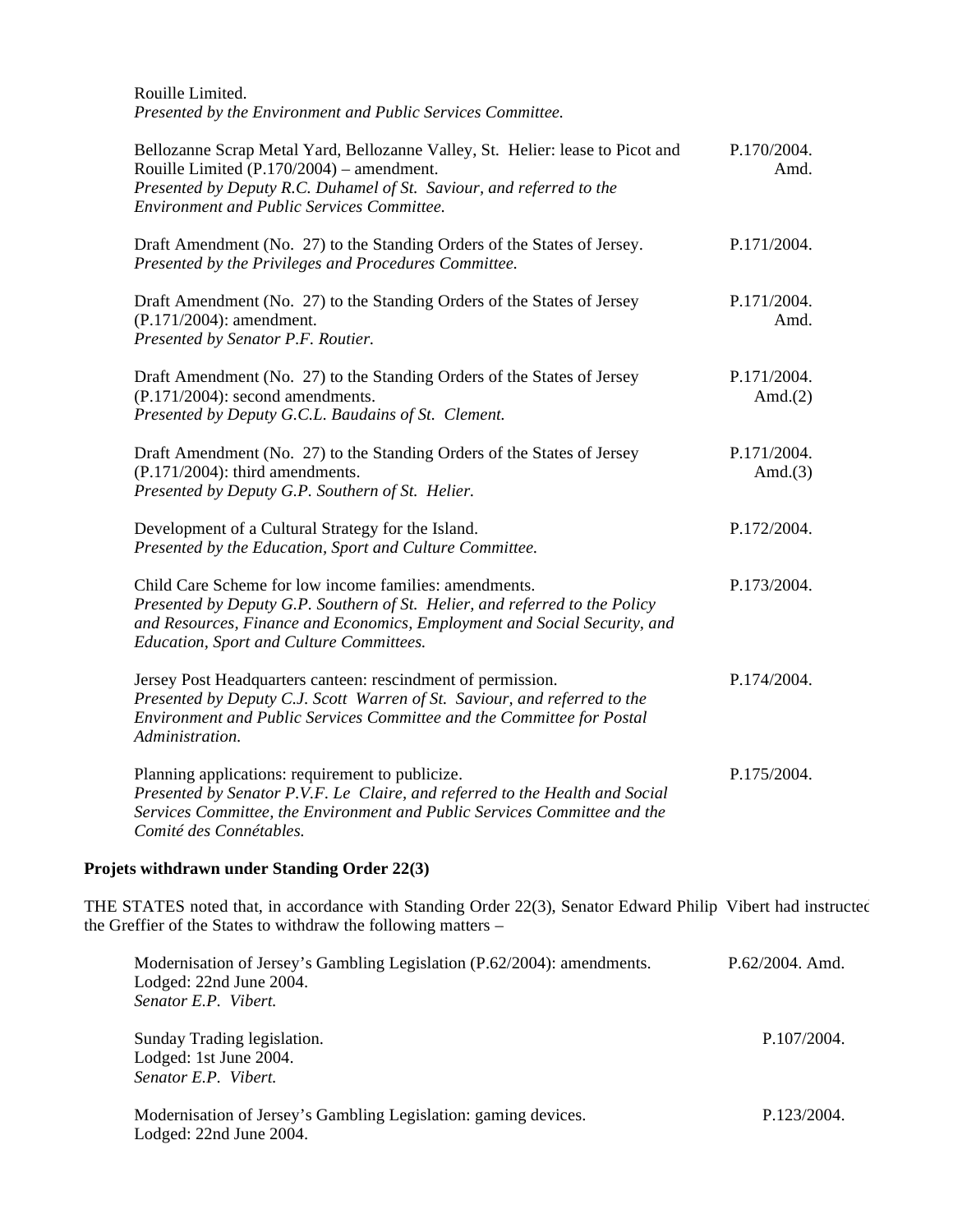Rouille Limited.
*Presented by the Environment and Public Services Committee.*

| | |
|---|---|
| Bellozanne Scrap Metal Yard, Bellozanne Valley, St. Helier: lease to Picot and Rouille Limited (P.170/2004) – amendment.<br>*Presented by Deputy R.C. Duhamel of St. Saviour, and referred to the Environment and Public Services Committee.* | P.170/2004. Amd. |
| Draft Amendment (No. 27) to the Standing Orders of the States of Jersey.<br>*Presented by the Privileges and Procedures Committee.* | P.171/2004. |
| Draft Amendment (No. 27) to the Standing Orders of the States of Jersey (P.171/2004): amendment.<br>*Presented by Senator P.F. Routier.* | P.171/2004. Amd. |
| Draft Amendment (No. 27) to the Standing Orders of the States of Jersey (P.171/2004): second amendments.<br>*Presented by Deputy G.C.L. Baudains of St. Clement.* | P.171/2004. Amd.(2) |
| Draft Amendment (No. 27) to the Standing Orders of the States of Jersey (P.171/2004): third amendments.<br>*Presented by Deputy G.P. Southern of St. Helier.* | P.171/2004. Amd.(3) |
| Development of a Cultural Strategy for the Island.<br>*Presented by the Education, Sport and Culture Committee.* | P.172/2004. |
| Child Care Scheme for low income families: amendments.<br>*Presented by Deputy G.P. Southern of St. Helier, and referred to the Policy and Resources, Finance and Economics, Employment and Social Security, and Education, Sport and Culture Committees.* | P.173/2004. |
| Jersey Post Headquarters canteen: rescindment of permission.<br>*Presented by Deputy C.J. Scott Warren of St. Saviour, and referred to the Environment and Public Services Committee and the Committee for Postal Administration.* | P.174/2004. |
| Planning applications: requirement to publicize.<br>*Presented by Senator P.V.F. Le Claire, and referred to the Health and Social Services Committee, the Environment and Public Services Committee and the Comité des Connétables.* | P.175/2004. |

**Projets withdrawn under Standing Order 22(3)**

THE STATES noted that, in accordance with Standing Order 22(3), Senator Edward Philip Vibert had instructed the Greffier of the States to withdraw the following matters –

| | |
|---|---|
| Modernisation of Jersey's Gambling Legislation (P.62/2004): amendments.<br>Lodged: 22nd June 2004.<br>*Senator E.P. Vibert.* | P.62/2004. Amd. |
| Sunday Trading legislation.<br>Lodged: 1st June 2004.<br>*Senator E.P. Vibert.* | P.107/2004. |
| Modernisation of Jersey's Gambling Legislation: gaming devices.<br>Lodged: 22nd June 2004. | P.123/2004. |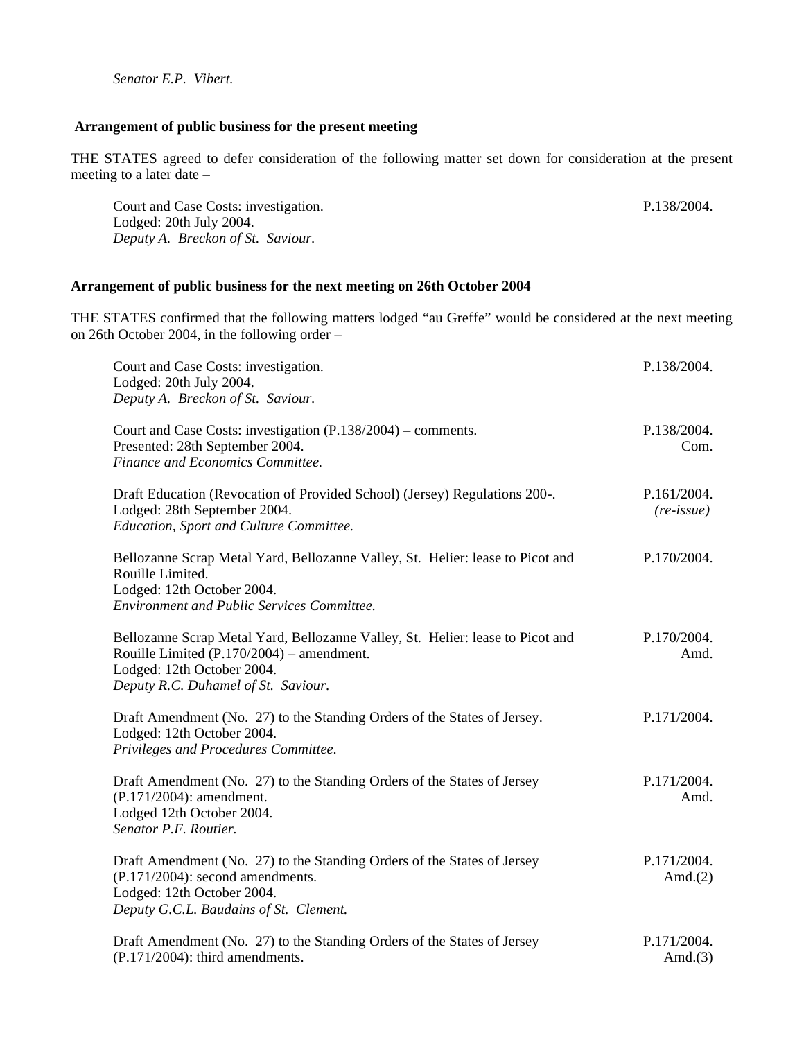*Senator E.P. Vibert.*

**Arrangement of public business for the present meeting**

THE STATES agreed to defer consideration of the following matter set down for consideration at the present meeting to a later date –

Court and Case Costs: investigation. P.138/2004.
Lodged: 20th July 2004.
*Deputy A. Breckon of St. Saviour.*

**Arrangement of public business for the next meeting on 26th October 2004**

THE STATES confirmed that the following matters lodged "au Greffe" would be considered at the next meeting on 26th October 2004, in the following order –

Court and Case Costs: investigation. P.138/2004.
Lodged: 20th July 2004.
*Deputy A. Breckon of St. Saviour.*

Court and Case Costs: investigation (P.138/2004) – comments. P.138/2004. Com.
Presented: 28th September 2004.
*Finance and Economics Committee.*

Draft Education (Revocation of Provided School) (Jersey) Regulations 200-. P.161/2004. *(re-issue)*
Lodged: 28th September 2004.
*Education, Sport and Culture Committee.*

Bellozanne Scrap Metal Yard, Bellozanne Valley, St. Helier: lease to Picot and Rouille Limited. P.170/2004.
Lodged: 12th October 2004.
*Environment and Public Services Committee.*

Bellozanne Scrap Metal Yard, Bellozanne Valley, St. Helier: lease to Picot and Rouille Limited (P.170/2004) – amendment. P.170/2004. Amd.
Lodged: 12th October 2004.
*Deputy R.C. Duhamel of St. Saviour.*

Draft Amendment (No. 27) to the Standing Orders of the States of Jersey. P.171/2004.
Lodged: 12th October 2004.
*Privileges and Procedures Committee.*

Draft Amendment (No. 27) to the Standing Orders of the States of Jersey (P.171/2004): amendment. P.171/2004. Amd.
Lodged 12th October 2004.
*Senator P.F. Routier.*

Draft Amendment (No. 27) to the Standing Orders of the States of Jersey (P.171/2004): second amendments. P.171/2004. Amd.(2)
Lodged: 12th October 2004.
*Deputy G.C.L. Baudains of St. Clement.*

Draft Amendment (No. 27) to the Standing Orders of the States of Jersey (P.171/2004): third amendments. P.171/2004. Amd.(3)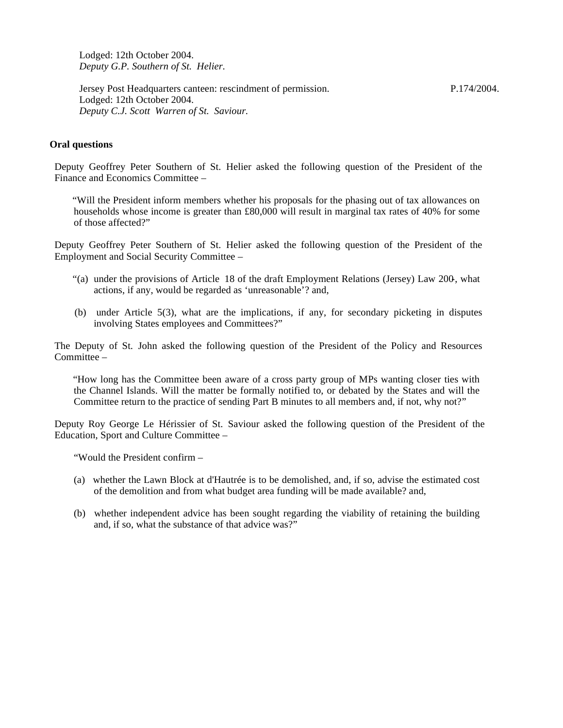Lodged: 12th October 2004.
*Deputy G.P. Southern of St. Helier.*

Jersey Post Headquarters canteen: rescindment of permission. P.174/2004.
Lodged: 12th October 2004.
*Deputy C.J. Scott Warren of St. Saviour.*

**Oral questions**

Deputy Geoffrey Peter Southern of St. Helier asked the following question of the President of the Finance and Economics Committee –

"Will the President inform members whether his proposals for the phasing out of tax allowances on households whose income is greater than £80,000 will result in marginal tax rates of 40% for some of those affected?"

Deputy Geoffrey Peter Southern of St. Helier asked the following question of the President of the Employment and Social Security Committee –

"(a) under the provisions of Article 18 of the draft Employment Relations (Jersey) Law 200-, what actions, if any, would be regarded as 'unreasonable'? and,

(b) under Article 5(3), what are the implications, if any, for secondary picketing in disputes involving States employees and Committees?"

The Deputy of St. John asked the following question of the President of the Policy and Resources Committee –

"How long has the Committee been aware of a cross party group of MPs wanting closer ties with the Channel Islands. Will the matter be formally notified to, or debated by the States and will the Committee return to the practice of sending Part B minutes to all members and, if not, why not?"

Deputy Roy George Le Hérissier of St. Saviour asked the following question of the President of the Education, Sport and Culture Committee –

"Would the President confirm –

(a) whether the Lawn Block at d'Hautrée is to be demolished, and, if so, advise the estimated cost of the demolition and from what budget area funding will be made available? and,

(b) whether independent advice has been sought regarding the viability of retaining the building and, if so, what the substance of that advice was?"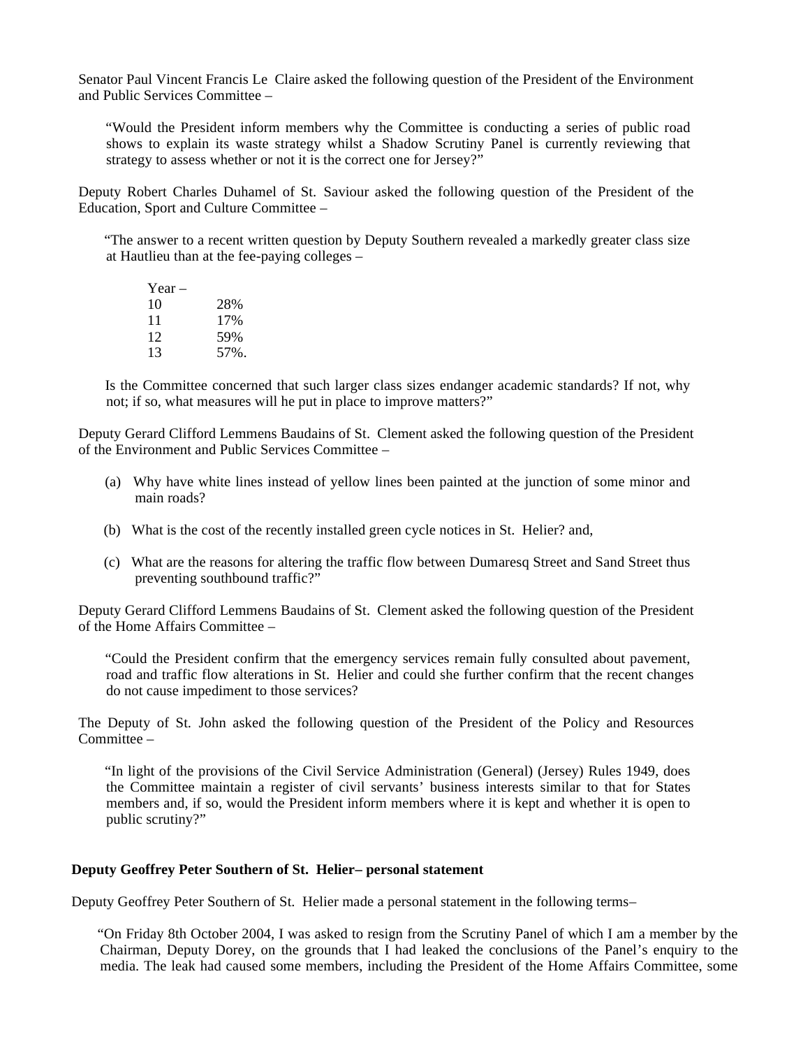Senator Paul Vincent Francis Le Claire asked the following question of the President of the Environment and Public Services Committee –

> "Would the President inform members why the Committee is conducting a series of public road shows to explain its waste strategy whilst a Shadow Scrutiny Panel is currently reviewing that strategy to assess whether or not it is the correct one for Jersey?"

Deputy Robert Charles Duhamel of St. Saviour asked the following question of the President of the Education, Sport and Culture Committee –

> "The answer to a recent written question by Deputy Southern revealed a markedly greater class size at Hautlieu than at the fee-paying colleges –
>
> | Year – | |
> |---|---|
> | 10 | 28% |
> | 11 | 17% |
> | 12 | 59% |
> | 13 | 57%. |
>
> Is the Committee concerned that such larger class sizes endanger academic standards? If not, why not; if so, what measures will he put in place to improve matters?"

Deputy Gerard Clifford Lemmens Baudains of St. Clement asked the following question of the President of the Environment and Public Services Committee –

> (a) Why have white lines instead of yellow lines been painted at the junction of some minor and main roads?
>
> (b) What is the cost of the recently installed green cycle notices in St. Helier? and,
>
> (c) What are the reasons for altering the traffic flow between Dumaresq Street and Sand Street thus preventing southbound traffic?"

Deputy Gerard Clifford Lemmens Baudains of St. Clement asked the following question of the President of the Home Affairs Committee –

> "Could the President confirm that the emergency services remain fully consulted about pavement, road and traffic flow alterations in St. Helier and could she further confirm that the recent changes do not cause impediment to those services?

The Deputy of St. John asked the following question of the President of the Policy and Resources Committee –

> "In light of the provisions of the Civil Service Administration (General) (Jersey) Rules 1949, does the Committee maintain a register of civil servants' business interests similar to that for States members and, if so, would the President inform members where it is kept and whether it is open to public scrutiny?"

**Deputy Geoffrey Peter Southern of St. Helier– personal statement**

Deputy Geoffrey Peter Southern of St. Helier made a personal statement in the following terms–

> "On Friday 8th October 2004, I was asked to resign from the Scrutiny Panel of which I am a member by the Chairman, Deputy Dorey, on the grounds that I had leaked the conclusions of the Panel's enquiry to the media. The leak had caused some members, including the President of the Home Affairs Committee, some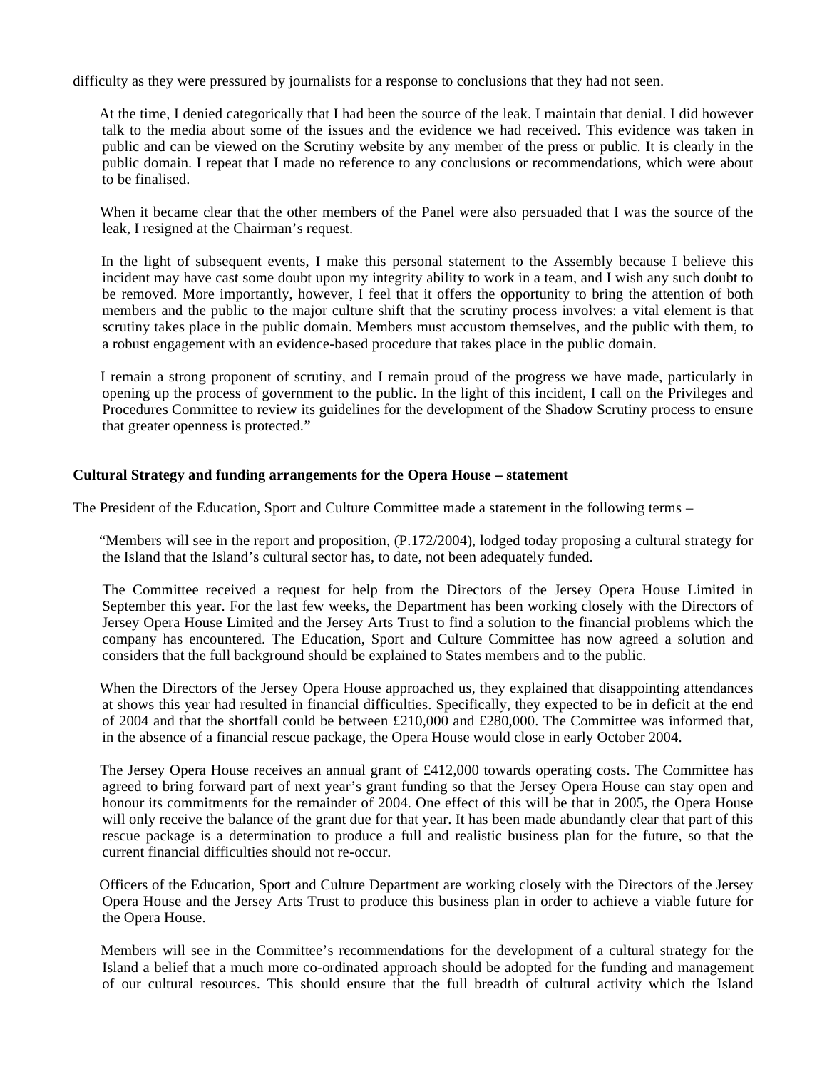difficulty as they were pressured by journalists for a response to conclusions that they had not seen.

At the time, I denied categorically that I had been the source of the leak. I maintain that denial. I did however talk to the media about some of the issues and the evidence we had received. This evidence was taken in public and can be viewed on the Scrutiny website by any member of the press or public. It is clearly in the public domain. I repeat that I made no reference to any conclusions or recommendations, which were about to be finalised.

When it became clear that the other members of the Panel were also persuaded that I was the source of the leak, I resigned at the Chairman's request.

In the light of subsequent events, I make this personal statement to the Assembly because I believe this incident may have cast some doubt upon my integrity ability to work in a team, and I wish any such doubt to be removed. More importantly, however, I feel that it offers the opportunity to bring the attention of both members and the public to the major culture shift that the scrutiny process involves: a vital element is that scrutiny takes place in the public domain. Members must accustom themselves, and the public with them, to a robust engagement with an evidence-based procedure that takes place in the public domain.

I remain a strong proponent of scrutiny, and I remain proud of the progress we have made, particularly in opening up the process of government to the public. In the light of this incident, I call on the Privileges and Procedures Committee to review its guidelines for the development of the Shadow Scrutiny process to ensure that greater openness is protected."

**Cultural Strategy and funding arrangements for the Opera House – statement**

The President of the Education, Sport and Culture Committee made a statement in the following terms –

"Members will see in the report and proposition, (P.172/2004), lodged today proposing a cultural strategy for the Island that the Island's cultural sector has, to date, not been adequately funded.

The Committee received a request for help from the Directors of the Jersey Opera House Limited in September this year. For the last few weeks, the Department has been working closely with the Directors of Jersey Opera House Limited and the Jersey Arts Trust to find a solution to the financial problems which the company has encountered. The Education, Sport and Culture Committee has now agreed a solution and considers that the full background should be explained to States members and to the public.

When the Directors of the Jersey Opera House approached us, they explained that disappointing attendances at shows this year had resulted in financial difficulties. Specifically, they expected to be in deficit at the end of 2004 and that the shortfall could be between £210,000 and £280,000. The Committee was informed that, in the absence of a financial rescue package, the Opera House would close in early October 2004.

The Jersey Opera House receives an annual grant of £412,000 towards operating costs. The Committee has agreed to bring forward part of next year's grant funding so that the Jersey Opera House can stay open and honour its commitments for the remainder of 2004. One effect of this will be that in 2005, the Opera House will only receive the balance of the grant due for that year. It has been made abundantly clear that part of this rescue package is a determination to produce a full and realistic business plan for the future, so that the current financial difficulties should not re-occur.

Officers of the Education, Sport and Culture Department are working closely with the Directors of the Jersey Opera House and the Jersey Arts Trust to produce this business plan in order to achieve a viable future for the Opera House.

Members will see in the Committee's recommendations for the development of a cultural strategy for the Island a belief that a much more co-ordinated approach should be adopted for the funding and management of our cultural resources. This should ensure that the full breadth of cultural activity which the Island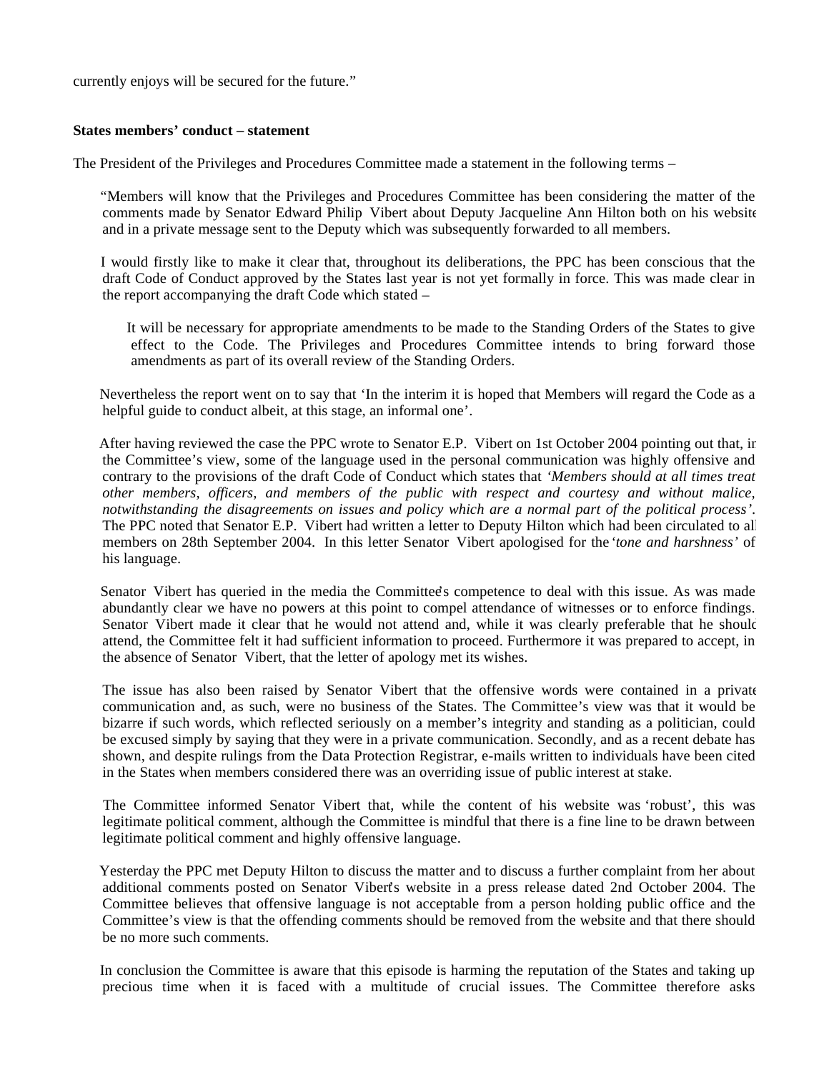currently enjoys will be secured for the future."

**States members' conduct – statement**

The President of the Privileges and Procedures Committee made a statement in the following terms –

> "Members will know that the Privileges and Procedures Committee has been considering the matter of the comments made by Senator Edward Philip Vibert about Deputy Jacqueline Ann Hilton both on his website and in a private message sent to the Deputy which was subsequently forwarded to all members.
>
> I would firstly like to make it clear that, throughout its deliberations, the PPC has been conscious that the draft Code of Conduct approved by the States last year is not yet formally in force. This was made clear in the report accompanying the draft Code which stated –
>
> > It will be necessary for appropriate amendments to be made to the Standing Orders of the States to give effect to the Code. The Privileges and Procedures Committee intends to bring forward those amendments as part of its overall review of the Standing Orders.
>
> Nevertheless the report went on to say that 'In the interim it is hoped that Members will regard the Code as a helpful guide to conduct albeit, at this stage, an informal one'.
>
> After having reviewed the case the PPC wrote to Senator E.P. Vibert on 1st October 2004 pointing out that, in the Committee's view, some of the language used in the personal communication was highly offensive and contrary to the provisions of the draft Code of Conduct which states that *'Members should at all times treat other members, officers, and members of the public with respect and courtesy and without malice, notwithstanding the disagreements on issues and policy which are a normal part of the political process'.* The PPC noted that Senator E.P. Vibert had written a letter to Deputy Hilton which had been circulated to all members on 28th September 2004. In this letter Senator Vibert apologised for the *'tone and harshness'* of his language.
>
> Senator Vibert has queried in the media the Committee's competence to deal with this issue. As was made abundantly clear we have no powers at this point to compel attendance of witnesses or to enforce findings. Senator Vibert made it clear that he would not attend and, while it was clearly preferable that he should attend, the Committee felt it had sufficient information to proceed. Furthermore it was prepared to accept, in the absence of Senator Vibert, that the letter of apology met its wishes.
>
> The issue has also been raised by Senator Vibert that the offensive words were contained in a private communication and, as such, were no business of the States. The Committee's view was that it would be bizarre if such words, which reflected seriously on a member's integrity and standing as a politician, could be excused simply by saying that they were in a private communication. Secondly, and as a recent debate has shown, and despite rulings from the Data Protection Registrar, e-mails written to individuals have been cited in the States when members considered there was an overriding issue of public interest at stake.
>
> The Committee informed Senator Vibert that, while the content of his website was 'robust', this was legitimate political comment, although the Committee is mindful that there is a fine line to be drawn between legitimate political comment and highly offensive language.
>
> Yesterday the PPC met Deputy Hilton to discuss the matter and to discuss a further complaint from her about additional comments posted on Senator Vibert's website in a press release dated 2nd October 2004. The Committee believes that offensive language is not acceptable from a person holding public office and the Committee's view is that the offending comments should be removed from the website and that there should be no more such comments.
>
> In conclusion the Committee is aware that this episode is harming the reputation of the States and taking up precious time when it is faced with a multitude of crucial issues. The Committee therefore asks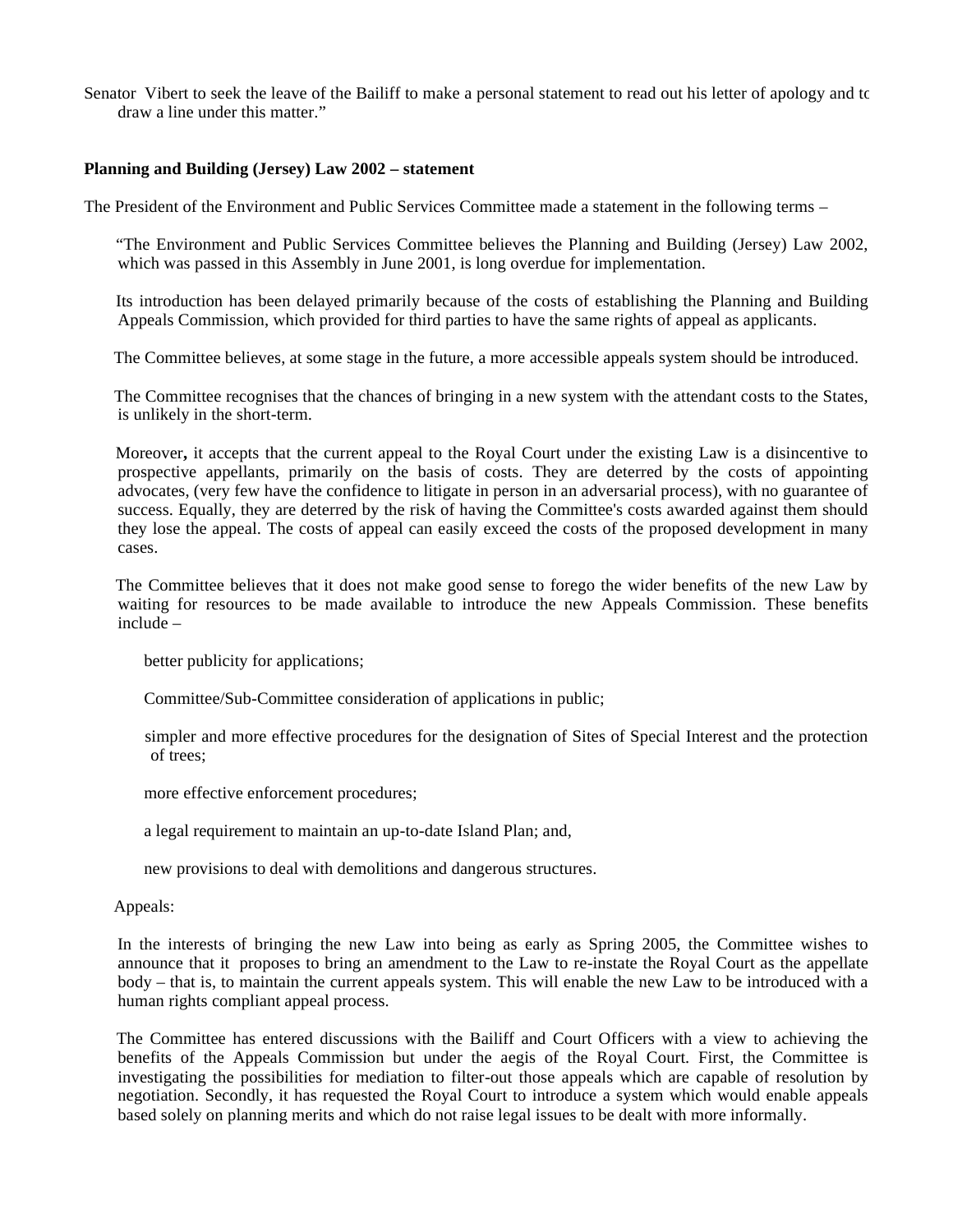Senator Vibert to seek the leave of the Bailiff to make a personal statement to read out his letter of apology and to draw a line under this matter."

**Planning and Building (Jersey) Law 2002 – statement**

The President of the Environment and Public Services Committee made a statement in the following terms –

"The Environment and Public Services Committee believes the Planning and Building (Jersey) Law 2002, which was passed in this Assembly in June 2001, is long overdue for implementation.

Its introduction has been delayed primarily because of the costs of establishing the Planning and Building Appeals Commission, which provided for third parties to have the same rights of appeal as applicants.

The Committee believes, at some stage in the future, a more accessible appeals system should be introduced.

The Committee recognises that the chances of bringing in a new system with the attendant costs to the States, is unlikely in the short-term.

Moreover**,** it accepts that the current appeal to the Royal Court under the existing Law is a disincentive to prospective appellants, primarily on the basis of costs. They are deterred by the costs of appointing advocates, (very few have the confidence to litigate in person in an adversarial process), with no guarantee of success. Equally, they are deterred by the risk of having the Committee's costs awarded against them should they lose the appeal. The costs of appeal can easily exceed the costs of the proposed development in many cases.

The Committee believes that it does not make good sense to forego the wider benefits of the new Law by waiting for resources to be made available to introduce the new Appeals Commission. These benefits include –

better publicity for applications;

Committee/Sub-Committee consideration of applications in public;

simpler and more effective procedures for the designation of Sites of Special Interest and the protection of trees;

more effective enforcement procedures;

a legal requirement to maintain an up-to-date Island Plan; and,

new provisions to deal with demolitions and dangerous structures.

Appeals:

In the interests of bringing the new Law into being as early as Spring 2005, the Committee wishes to announce that it proposes to bring an amendment to the Law to re-instate the Royal Court as the appellate body – that is, to maintain the current appeals system. This will enable the new Law to be introduced with a human rights compliant appeal process.

The Committee has entered discussions with the Bailiff and Court Officers with a view to achieving the benefits of the Appeals Commission but under the aegis of the Royal Court. First, the Committee is investigating the possibilities for mediation to filter-out those appeals which are capable of resolution by negotiation. Secondly, it has requested the Royal Court to introduce a system which would enable appeals based solely on planning merits and which do not raise legal issues to be dealt with more informally.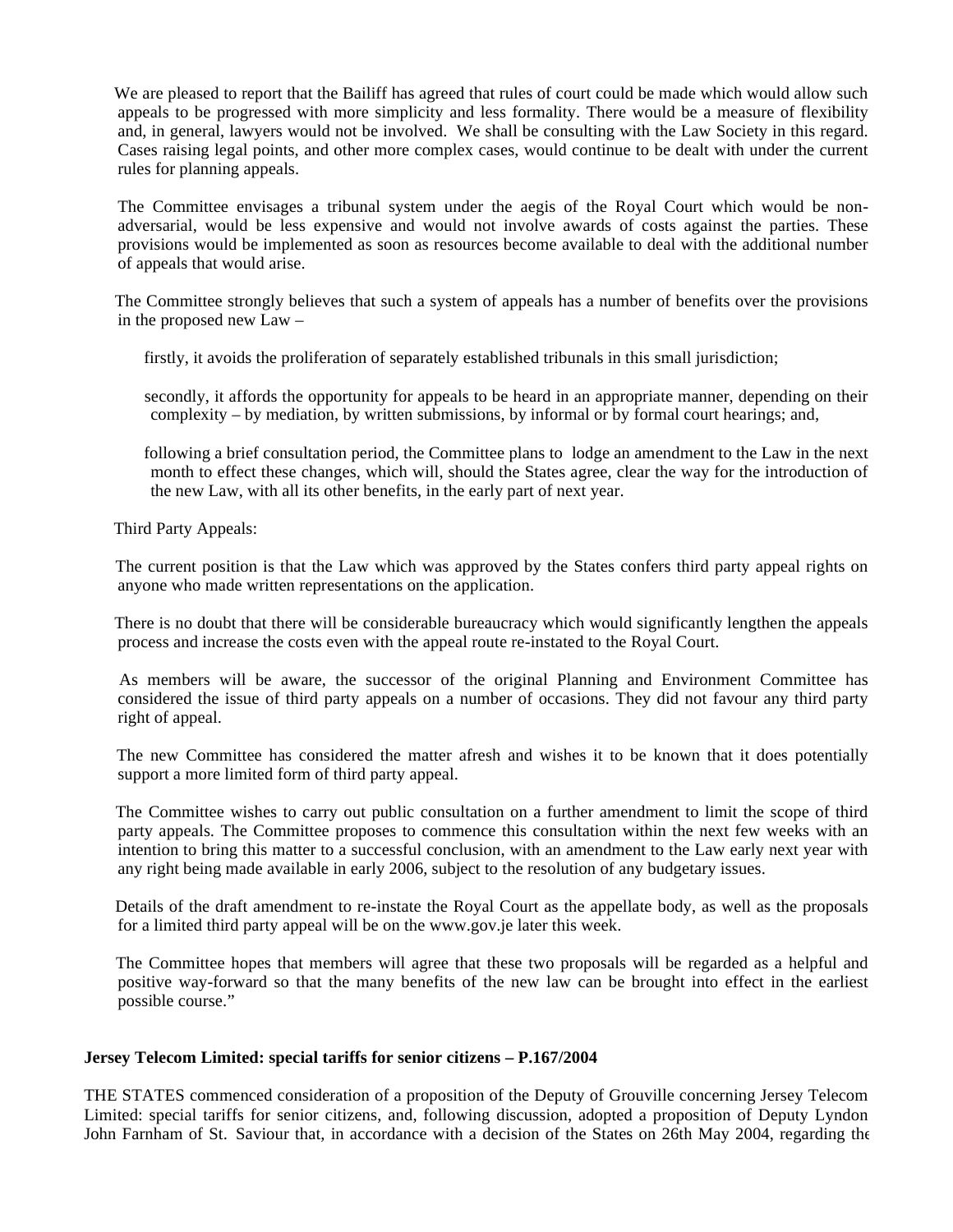We are pleased to report that the Bailiff has agreed that rules of court could be made which would allow such appeals to be progressed with more simplicity and less formality. There would be a measure of flexibility and, in general, lawyers would not be involved. We shall be consulting with the Law Society in this regard. Cases raising legal points, and other more complex cases, would continue to be dealt with under the current rules for planning appeals.

The Committee envisages a tribunal system under the aegis of the Royal Court which would be non-adversarial, would be less expensive and would not involve awards of costs against the parties. These provisions would be implemented as soon as resources become available to deal with the additional number of appeals that would arise.

The Committee strongly believes that such a system of appeals has a number of benefits over the provisions in the proposed new Law –

firstly, it avoids the proliferation of separately established tribunals in this small jurisdiction;

secondly, it affords the opportunity for appeals to be heard in an appropriate manner, depending on their complexity – by mediation, by written submissions, by informal or by formal court hearings; and,

following a brief consultation period, the Committee plans to lodge an amendment to the Law in the next month to effect these changes, which will, should the States agree, clear the way for the introduction of the new Law, with all its other benefits, in the early part of next year.

Third Party Appeals:

The current position is that the Law which was approved by the States confers third party appeal rights on anyone who made written representations on the application.

There is no doubt that there will be considerable bureaucracy which would significantly lengthen the appeals process and increase the costs even with the appeal route re-instated to the Royal Court.

As members will be aware, the successor of the original Planning and Environment Committee has considered the issue of third party appeals on a number of occasions. They did not favour any third party right of appeal.

The new Committee has considered the matter afresh and wishes it to be known that it does potentially support a more limited form of third party appeal.

The Committee wishes to carry out public consultation on a further amendment to limit the scope of third party appeals. The Committee proposes to commence this consultation within the next few weeks with an intention to bring this matter to a successful conclusion, with an amendment to the Law early next year with any right being made available in early 2006, subject to the resolution of any budgetary issues.

Details of the draft amendment to re-instate the Royal Court as the appellate body, as well as the proposals for a limited third party appeal will be on the www.gov.je later this week.

The Committee hopes that members will agree that these two proposals will be regarded as a helpful and positive way-forward so that the many benefits of the new law can be brought into effect in the earliest possible course."

**Jersey Telecom Limited: special tariffs for senior citizens – P.167/2004**

THE STATES commenced consideration of a proposition of the Deputy of Grouville concerning Jersey Telecom Limited: special tariffs for senior citizens, and, following discussion, adopted a proposition of Deputy Lyndon John Farnham of St. Saviour that, in accordance with a decision of the States on 26th May 2004, regarding the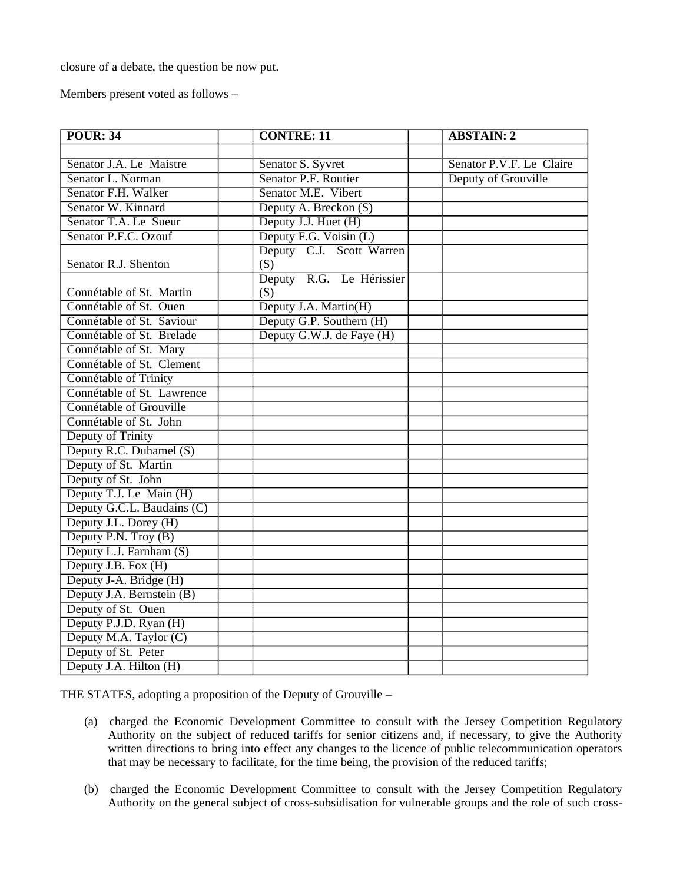closure of a debate, the question be now put.

Members present voted as follows –

| POUR: 34 | | CONTRE: 11 | | ABSTAIN: 2 |
|---|---|---|---|---|
| | | | | |
| Senator J.A. Le Maistre | | Senator S. Syvret | | Senator P.V.F. Le Claire |
| Senator L. Norman | | Senator P.F. Routier | | Deputy of Grouville |
| Senator F.H. Walker | | Senator M.E. Vibert | | |
| Senator W. Kinnard | | Deputy A. Breckon (S) | | |
| Senator T.A. Le Sueur | | Deputy J.J. Huet (H) | | |
| Senator P.F.C. Ozouf | | Deputy F.G. Voisin (L) | | |
| Senator R.J. Shenton | | Deputy C.J. Scott Warren (S) | | |
| Connétable of St. Martin | | Deputy R.G. Le Hérissier (S) | | |
| Connétable of St. Ouen | | Deputy J.A. Martin(H) | | |
| Connétable of St. Saviour | | Deputy G.P. Southern (H) | | |
| Connétable of St. Brelade | | Deputy G.W.J. de Faye (H) | | |
| Connétable of St. Mary | | | | |
| Connétable of St. Clement | | | | |
| Connétable of Trinity | | | | |
| Connétable of St. Lawrence | | | | |
| Connétable of Grouville | | | | |
| Connétable of St. John | | | | |
| Deputy of Trinity | | | | |
| Deputy R.C. Duhamel (S) | | | | |
| Deputy of St. Martin | | | | |
| Deputy of St. John | | | | |
| Deputy T.J. Le Main (H) | | | | |
| Deputy G.C.L. Baudains (C) | | | | |
| Deputy J.L. Dorey (H) | | | | |
| Deputy P.N. Troy (B) | | | | |
| Deputy L.J. Farnham (S) | | | | |
| Deputy J.B. Fox (H) | | | | |
| Deputy J-A. Bridge (H) | | | | |
| Deputy J.A. Bernstein (B) | | | | |
| Deputy of St. Ouen | | | | |
| Deputy P.J.D. Ryan (H) | | | | |
| Deputy M.A. Taylor (C) | | | | |
| Deputy of St. Peter | | | | |
| Deputy J.A. Hilton (H) | | | | |

THE STATES, adopting a proposition of the Deputy of Grouville –

(a) charged the Economic Development Committee to consult with the Jersey Competition Regulatory Authority on the subject of reduced tariffs for senior citizens and, if necessary, to give the Authority written directions to bring into effect any changes to the licence of public telecommunication operators that may be necessary to facilitate, for the time being, the provision of the reduced tariffs;

(b) charged the Economic Development Committee to consult with the Jersey Competition Regulatory Authority on the general subject of cross-subsidisation for vulnerable groups and the role of such cross-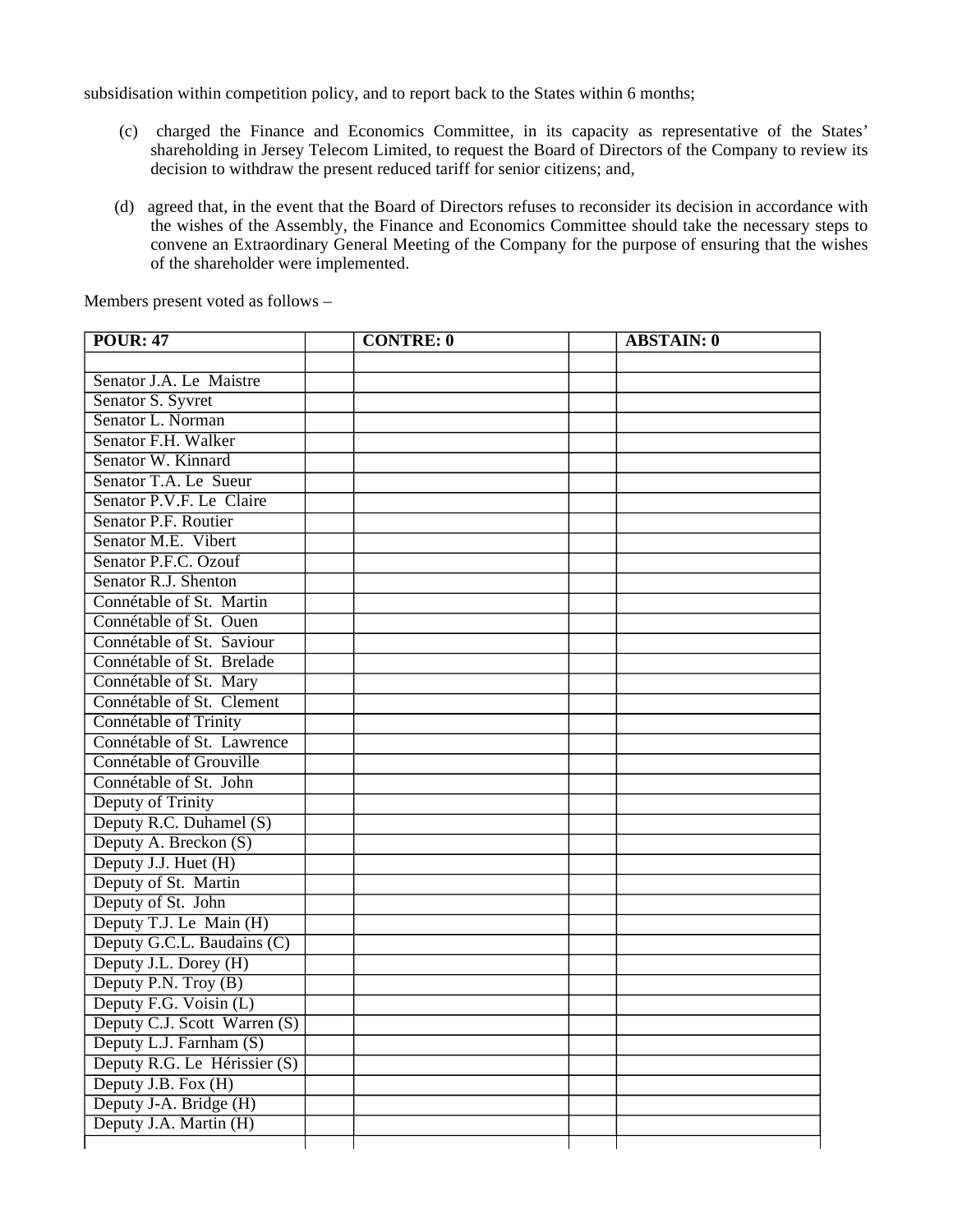subsidisation within competition policy, and to report back to the States within 6 months;

(c) charged the Finance and Economics Committee, in its capacity as representative of the States' shareholding in Jersey Telecom Limited, to request the Board of Directors of the Company to review its decision to withdraw the present reduced tariff for senior citizens; and,

(d) agreed that, in the event that the Board of Directors refuses to reconsider its decision in accordance with the wishes of the Assembly, the Finance and Economics Committee should take the necessary steps to convene an Extraordinary General Meeting of the Company for the purpose of ensuring that the wishes of the shareholder were implemented.

Members present voted as follows –

| **POUR: 47** | | **CONTRE: 0** | | **ABSTAIN: 0** |
|---|---|---|---|---|
| | | | | |
| Senator J.A. Le Maistre | | | | |
| Senator S. Syvret | | | | |
| Senator L. Norman | | | | |
| Senator F.H. Walker | | | | |
| Senator W. Kinnard | | | | |
| Senator T.A. Le Sueur | | | | |
| Senator P.V.F. Le Claire | | | | |
| Senator P.F. Routier | | | | |
| Senator M.E. Vibert | | | | |
| Senator P.F.C. Ozouf | | | | |
| Senator R.J. Shenton | | | | |
| Connétable of St. Martin | | | | |
| Connétable of St. Ouen | | | | |
| Connétable of St. Saviour | | | | |
| Connétable of St. Brelade | | | | |
| Connétable of St. Mary | | | | |
| Connétable of St. Clement | | | | |
| Connétable of Trinity | | | | |
| Connétable of St. Lawrence | | | | |
| Connétable of Grouville | | | | |
| Connétable of St. John | | | | |
| Deputy of Trinity | | | | |
| Deputy R.C. Duhamel (S) | | | | |
| Deputy A. Breckon (S) | | | | |
| Deputy J.J. Huet (H) | | | | |
| Deputy of St. Martin | | | | |
| Deputy of St. John | | | | |
| Deputy T.J. Le Main (H) | | | | |
| Deputy G.C.L. Baudains (C) | | | | |
| Deputy J.L. Dorey (H) | | | | |
| Deputy P.N. Troy (B) | | | | |
| Deputy F.G. Voisin (L) | | | | |
| Deputy C.J. Scott Warren (S) | | | | |
| Deputy L.J. Farnham (S) | | | | |
| Deputy R.G. Le Hérissier (S) | | | | |
| Deputy J.B. Fox (H) | | | | |
| Deputy J-A. Bridge (H) | | | | |
| Deputy J.A. Martin (H) | | | | |
| | | | | |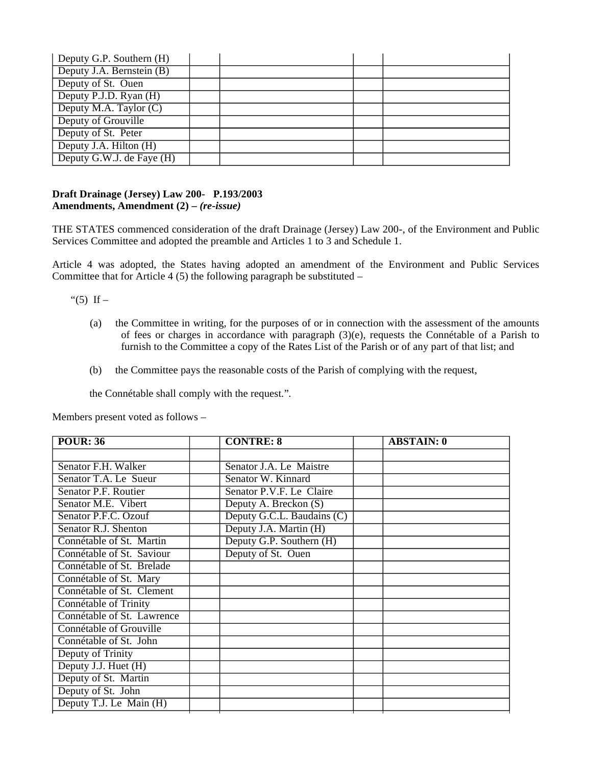| | | | | |
|---|---|---|---|---|
| Deputy G.P. Southern (H) | | | | |
| Deputy J.A. Bernstein (B) | | | | |
| Deputy of St. Ouen | | | | |
| Deputy P.J.D. Ryan (H) | | | | |
| Deputy M.A. Taylor (C) | | | | |
| Deputy of Grouville | | | | |
| Deputy of St. Peter | | | | |
| Deputy J.A. Hilton (H) | | | | |
| Deputy G.W.J. de Faye (H) | | | | |

**Draft Drainage (Jersey) Law 200- P.193/2003**
**Amendments, Amendment (2) – *(re-issue)***

THE STATES commenced consideration of the draft Drainage (Jersey) Law 200-, of the Environment and Public Services Committee and adopted the preamble and Articles 1 to 3 and Schedule 1.

Article 4 was adopted, the States having adopted an amendment of the Environment and Public Services Committee that for Article 4 (5) the following paragraph be substituted –

"(5) If –

(a) the Committee in writing, for the purposes of or in connection with the assessment of the amounts of fees or charges in accordance with paragraph (3)(e), requests the Connétable of a Parish to furnish to the Committee a copy of the Rates List of the Parish or of any part of that list; and

(b) the Committee pays the reasonable costs of the Parish of complying with the request,

the Connétable shall comply with the request.".

Members present voted as follows –

| **POUR: 36** | | **CONTRE: 8** | | **ABSTAIN: 0** |
|---|---|---|---|---|
| | | | | |
| Senator F.H. Walker | | Senator J.A. Le Maistre | | |
| Senator T.A. Le Sueur | | Senator W. Kinnard | | |
| Senator P.F. Routier | | Senator P.V.F. Le Claire | | |
| Senator M.E. Vibert | | Deputy A. Breckon (S) | | |
| Senator P.F.C. Ozouf | | Deputy G.C.L. Baudains (C) | | |
| Senator R.J. Shenton | | Deputy J.A. Martin (H) | | |
| Connétable of St. Martin | | Deputy G.P. Southern (H) | | |
| Connétable of St. Saviour | | Deputy of St. Ouen | | |
| Connétable of St. Brelade | | | | |
| Connétable of St. Mary | | | | |
| Connétable of St. Clement | | | | |
| Connétable of Trinity | | | | |
| Connétable of St. Lawrence | | | | |
| Connétable of Grouville | | | | |
| Connétable of St. John | | | | |
| Deputy of Trinity | | | | |
| Deputy J.J. Huet (H) | | | | |
| Deputy of St. Martin | | | | |
| Deputy of St. John | | | | |
| Deputy T.J. Le Main (H) | | | | |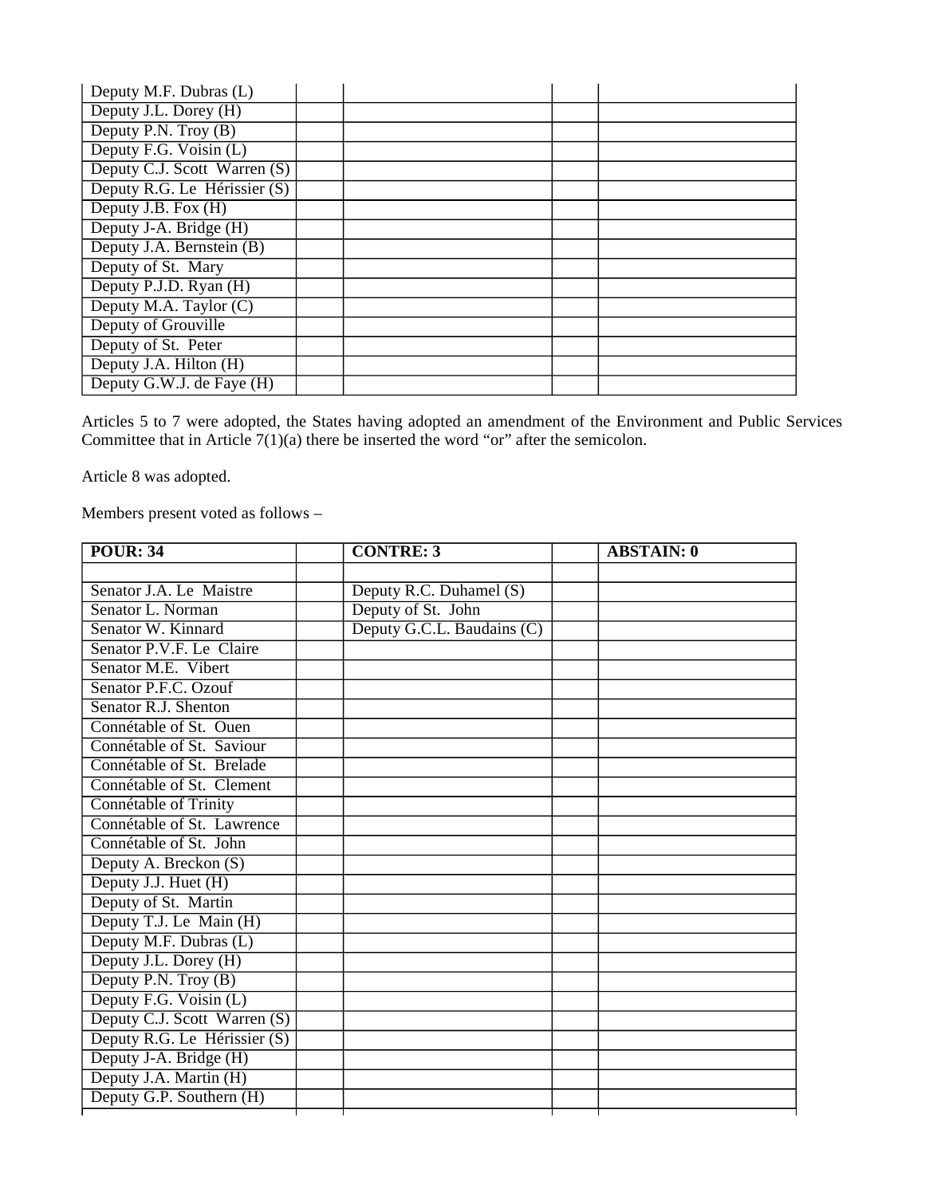| | | | | |
|---|---|---|---|---|
| Deputy M.F. Dubras (L) | | | | |
| Deputy J.L. Dorey (H) | | | | |
| Deputy P.N. Troy (B) | | | | |
| Deputy F.G. Voisin (L) | | | | |
| Deputy C.J. Scott Warren (S) | | | | |
| Deputy R.G. Le Hérissier (S) | | | | |
| Deputy J.B. Fox (H) | | | | |
| Deputy J-A. Bridge (H) | | | | |
| Deputy J.A. Bernstein (B) | | | | |
| Deputy of St. Mary | | | | |
| Deputy P.J.D. Ryan (H) | | | | |
| Deputy M.A. Taylor (C) | | | | |
| Deputy of Grouville | | | | |
| Deputy of St. Peter | | | | |
| Deputy J.A. Hilton (H) | | | | |
| Deputy G.W.J. de Faye (H) | | | | |

Articles 5 to 7 were adopted, the States having adopted an amendment of the Environment and Public Services Committee that in Article 7(1)(a) there be inserted the word "or" after the semicolon.

Article 8 was adopted.

Members present voted as follows –

| **POUR: 34** | | **CONTRE: 3** | | **ABSTAIN: 0** |
|---|---|---|---|---|
| | | | | |
| Senator J.A. Le Maistre | | Deputy R.C. Duhamel (S) | | |
| Senator L. Norman | | Deputy of St. John | | |
| Senator W. Kinnard | | Deputy G.C.L. Baudains (C) | | |
| Senator P.V.F. Le Claire | | | | |
| Senator M.E. Vibert | | | | |
| Senator P.F.C. Ozouf | | | | |
| Senator R.J. Shenton | | | | |
| Connétable of St. Ouen | | | | |
| Connétable of St. Saviour | | | | |
| Connétable of St. Brelade | | | | |
| Connétable of St. Clement | | | | |
| Connétable of Trinity | | | | |
| Connétable of St. Lawrence | | | | |
| Connétable of St. John | | | | |
| Deputy A. Breckon (S) | | | | |
| Deputy J.J. Huet (H) | | | | |
| Deputy of St. Martin | | | | |
| Deputy T.J. Le Main (H) | | | | |
| Deputy M.F. Dubras (L) | | | | |
| Deputy J.L. Dorey (H) | | | | |
| Deputy P.N. Troy (B) | | | | |
| Deputy F.G. Voisin (L) | | | | |
| Deputy C.J. Scott Warren (S) | | | | |
| Deputy R.G. Le Hérissier (S) | | | | |
| Deputy J-A. Bridge (H) | | | | |
| Deputy J.A. Martin (H) | | | | |
| Deputy G.P. Southern (H) | | | | |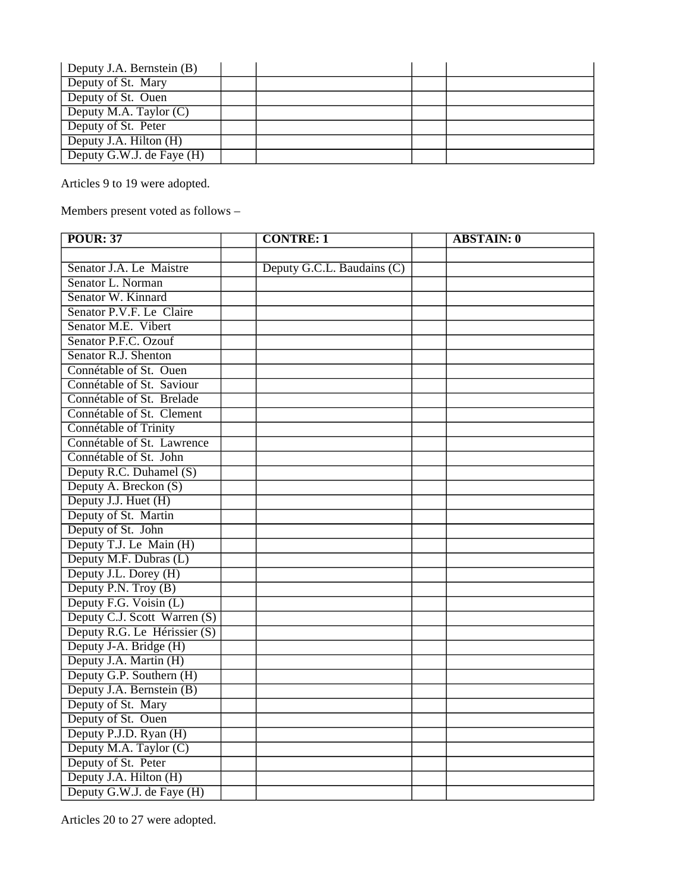| | | | | |
|---|---|---|---|---|
| Deputy J.A. Bernstein (B) | | | | |
| Deputy of St. Mary | | | | |
| Deputy of St. Ouen | | | | |
| Deputy M.A. Taylor (C) | | | | |
| Deputy of St. Peter | | | | |
| Deputy J.A. Hilton (H) | | | | |
| Deputy G.W.J. de Faye (H) | | | | |

Articles 9 to 19 were adopted.

Members present voted as follows –

| **POUR: 37** | | **CONTRE: 1** | | **ABSTAIN: 0** |
|---|---|---|---|---|
| | | | | |
| Senator J.A. Le Maistre | | Deputy G.C.L. Baudains (C) | | |
| Senator L. Norman | | | | |
| Senator W. Kinnard | | | | |
| Senator P.V.F. Le Claire | | | | |
| Senator M.E. Vibert | | | | |
| Senator P.F.C. Ozouf | | | | |
| Senator R.J. Shenton | | | | |
| Connétable of St. Ouen | | | | |
| Connétable of St. Saviour | | | | |
| Connétable of St. Brelade | | | | |
| Connétable of St. Clement | | | | |
| Connétable of Trinity | | | | |
| Connétable of St. Lawrence | | | | |
| Connétable of St. John | | | | |
| Deputy R.C. Duhamel (S) | | | | |
| Deputy A. Breckon (S) | | | | |
| Deputy J.J. Huet (H) | | | | |
| Deputy of St. Martin | | | | |
| Deputy of St. John | | | | |
| Deputy T.J. Le Main (H) | | | | |
| Deputy M.F. Dubras (L) | | | | |
| Deputy J.L. Dorey (H) | | | | |
| Deputy P.N. Troy (B) | | | | |
| Deputy F.G. Voisin (L) | | | | |
| Deputy C.J. Scott Warren (S) | | | | |
| Deputy R.G. Le Hérissier (S) | | | | |
| Deputy J-A. Bridge (H) | | | | |
| Deputy J.A. Martin (H) | | | | |
| Deputy G.P. Southern (H) | | | | |
| Deputy J.A. Bernstein (B) | | | | |
| Deputy of St. Mary | | | | |
| Deputy of St. Ouen | | | | |
| Deputy P.J.D. Ryan (H) | | | | |
| Deputy M.A. Taylor (C) | | | | |
| Deputy of St. Peter | | | | |
| Deputy J.A. Hilton (H) | | | | |
| Deputy G.W.J. de Faye (H) | | | | |

Articles 20 to 27 were adopted.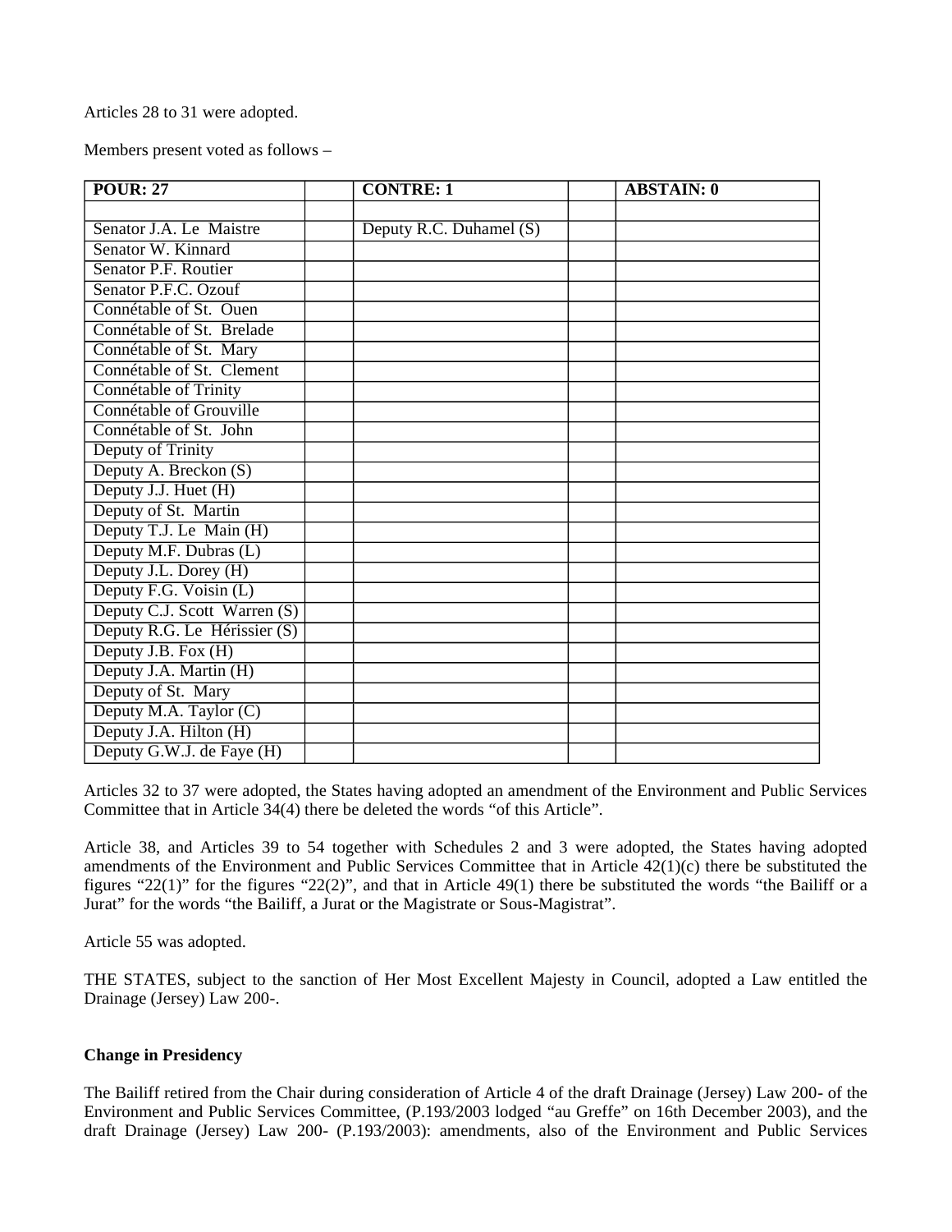Articles 28 to 31 were adopted.

Members present voted as follows –

| POUR: 27 | | CONTRE: 1 | | ABSTAIN: 0 |
|---|---|---|---|---|
| | | | | |
| Senator J.A. Le Maistre | | Deputy R.C. Duhamel (S) | | |
| Senator W. Kinnard | | | | |
| Senator P.F. Routier | | | | |
| Senator P.F.C. Ozouf | | | | |
| Connétable of St. Ouen | | | | |
| Connétable of St. Brelade | | | | |
| Connétable of St. Mary | | | | |
| Connétable of St. Clement | | | | |
| Connétable of Trinity | | | | |
| Connétable of Grouville | | | | |
| Connétable of St. John | | | | |
| Deputy of Trinity | | | | |
| Deputy A. Breckon (S) | | | | |
| Deputy J.J. Huet (H) | | | | |
| Deputy of St. Martin | | | | |
| Deputy T.J. Le Main (H) | | | | |
| Deputy M.F. Dubras (L) | | | | |
| Deputy J.L. Dorey (H) | | | | |
| Deputy F.G. Voisin (L) | | | | |
| Deputy C.J. Scott Warren (S) | | | | |
| Deputy R.G. Le Hérissier (S) | | | | |
| Deputy J.B. Fox (H) | | | | |
| Deputy J.A. Martin (H) | | | | |
| Deputy of St. Mary | | | | |
| Deputy M.A. Taylor (C) | | | | |
| Deputy J.A. Hilton (H) | | | | |
| Deputy G.W.J. de Faye (H) | | | | |

Articles 32 to 37 were adopted, the States having adopted an amendment of the Environment and Public Services Committee that in Article 34(4) there be deleted the words "of this Article".

Article 38, and Articles 39 to 54 together with Schedules 2 and 3 were adopted, the States having adopted amendments of the Environment and Public Services Committee that in Article 42(1)(c) there be substituted the figures "22(1)" for the figures "22(2)", and that in Article 49(1) there be substituted the words "the Bailiff or a Jurat" for the words "the Bailiff, a Jurat or the Magistrate or Sous-Magistrat".

Article 55 was adopted.

THE STATES, subject to the sanction of Her Most Excellent Majesty in Council, adopted a Law entitled the Drainage (Jersey) Law 200-.

**Change in Presidency**

The Bailiff retired from the Chair during consideration of Article 4 of the draft Drainage (Jersey) Law 200- of the Environment and Public Services Committee, (P.193/2003 lodged "au Greffe" on 16th December 2003), and the draft Drainage (Jersey) Law 200- (P.193/2003): amendments, also of the Environment and Public Services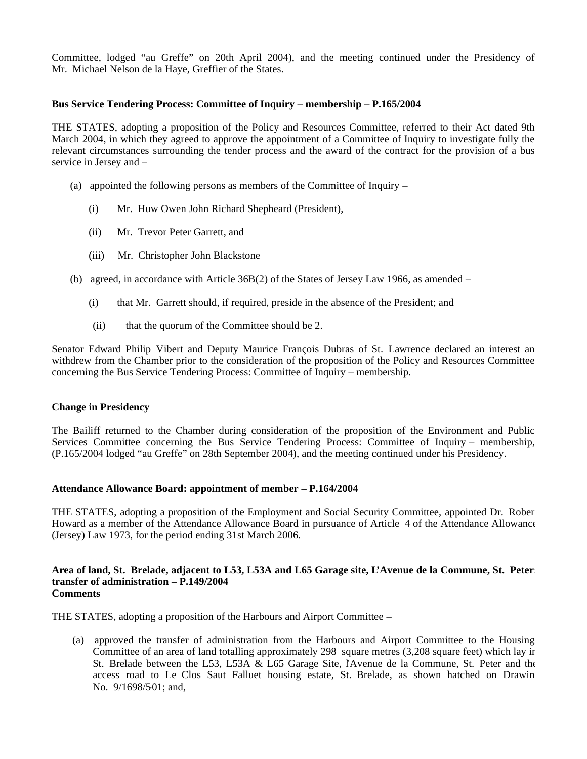Committee, lodged "au Greffe" on 20th April 2004), and the meeting continued under the Presidency of Mr. Michael Nelson de la Haye, Greffier of the States.

**Bus Service Tendering Process: Committee of Inquiry – membership – P.165/2004**

THE STATES, adopting a proposition of the Policy and Resources Committee, referred to their Act dated 9th March 2004, in which they agreed to approve the appointment of a Committee of Inquiry to investigate fully the relevant circumstances surrounding the tender process and the award of the contract for the provision of a bus service in Jersey and –

(a) appointed the following persons as members of the Committee of Inquiry –

  (i) Mr. Huw Owen John Richard Shepheard (President),

  (ii) Mr. Trevor Peter Garrett, and

  (iii) Mr. Christopher John Blackstone

(b) agreed, in accordance with Article 36B(2) of the States of Jersey Law 1966, as amended –

  (i) that Mr. Garrett should, if required, preside in the absence of the President; and

  (ii) that the quorum of the Committee should be 2.

Senator Edward Philip Vibert and Deputy Maurice François Dubras of St. Lawrence declared an interest and withdrew from the Chamber prior to the consideration of the proposition of the Policy and Resources Committee concerning the Bus Service Tendering Process: Committee of Inquiry – membership.

**Change in Presidency**

The Bailiff returned to the Chamber during consideration of the proposition of the Environment and Public Services Committee concerning the Bus Service Tendering Process: Committee of Inquiry – membership, (P.165/2004 lodged "au Greffe" on 28th September 2004), and the meeting continued under his Presidency.

**Attendance Allowance Board: appointment of member – P.164/2004**

THE STATES, adopting a proposition of the Employment and Social Security Committee, appointed Dr. Robert Howard as a member of the Attendance Allowance Board in pursuance of Article 4 of the Attendance Allowance (Jersey) Law 1973, for the period ending 31st March 2006.

**Area of land, St. Brelade, adjacent to L53, L53A and L65 Garage site, L'Avenue de la Commune, St. Peter: transfer of administration – P.149/2004**
**Comments**

THE STATES, adopting a proposition of the Harbours and Airport Committee –

(a) approved the transfer of administration from the Harbours and Airport Committee to the Housing Committee of an area of land totalling approximately 298 square metres (3,208 square feet) which lay in St. Brelade between the L53, L53A & L65 Garage Site, l'Avenue de la Commune, St. Peter and the access road to Le Clos Saut Falluet housing estate, St. Brelade, as shown hatched on Drawing No. 9/1698/5-01; and,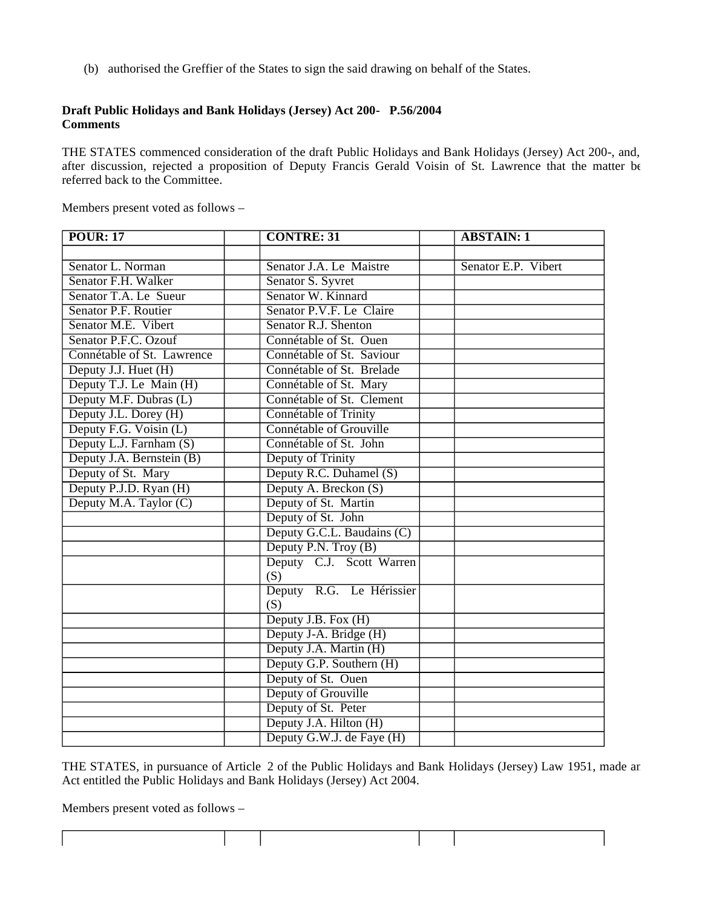(b) authorised the Greffier of the States to sign the said drawing on behalf of the States.

**Draft Public Holidays and Bank Holidays (Jersey) Act 200- P.56/2004**
**Comments**

THE STATES commenced consideration of the draft Public Holidays and Bank Holidays (Jersey) Act 200-, and, after discussion, rejected a proposition of Deputy Francis Gerald Voisin of St. Lawrence that the matter be referred back to the Committee.

Members present voted as follows –

| POUR: 17 | | CONTRE: 31 | | ABSTAIN: 1 |
|---|---|---|---|---|
| | | | | |
| Senator L. Norman | | Senator J.A. Le Maistre | | Senator E.P. Vibert |
| Senator F.H. Walker | | Senator S. Syvret | | |
| Senator T.A. Le Sueur | | Senator W. Kinnard | | |
| Senator P.F. Routier | | Senator P.V.F. Le Claire | | |
| Senator M.E. Vibert | | Senator R.J. Shenton | | |
| Senator P.F.C. Ozouf | | Connétable of St. Ouen | | |
| Connétable of St. Lawrence | | Connétable of St. Saviour | | |
| Deputy J.J. Huet (H) | | Connétable of St. Brelade | | |
| Deputy T.J. Le Main (H) | | Connétable of St. Mary | | |
| Deputy M.F. Dubras (L) | | Connétable of St. Clement | | |
| Deputy J.L. Dorey (H) | | Connétable of Trinity | | |
| Deputy F.G. Voisin (L) | | Connétable of Grouville | | |
| Deputy L.J. Farnham (S) | | Connétable of St. John | | |
| Deputy J.A. Bernstein (B) | | Deputy of Trinity | | |
| Deputy of St. Mary | | Deputy R.C. Duhamel (S) | | |
| Deputy P.J.D. Ryan (H) | | Deputy A. Breckon (S) | | |
| Deputy M.A. Taylor (C) | | Deputy of St. Martin | | |
| | | Deputy of St. John | | |
| | | Deputy G.C.L. Baudains (C) | | |
| | | Deputy P.N. Troy (B) | | |
| | | Deputy C.J. Scott Warren (S) | | |
| | | Deputy R.G. Le Hérissier (S) | | |
| | | Deputy J.B. Fox (H) | | |
| | | Deputy J-A. Bridge (H) | | |
| | | Deputy J.A. Martin (H) | | |
| | | Deputy G.P. Southern (H) | | |
| | | Deputy of St. Ouen | | |
| | | Deputy of Grouville | | |
| | | Deputy of St. Peter | | |
| | | Deputy J.A. Hilton (H) | | |
| | | Deputy G.W.J. de Faye (H) | | |

THE STATES, in pursuance of Article 2 of the Public Holidays and Bank Holidays (Jersey) Law 1951, made an Act entitled the Public Holidays and Bank Holidays (Jersey) Act 2004.

Members present voted as follows –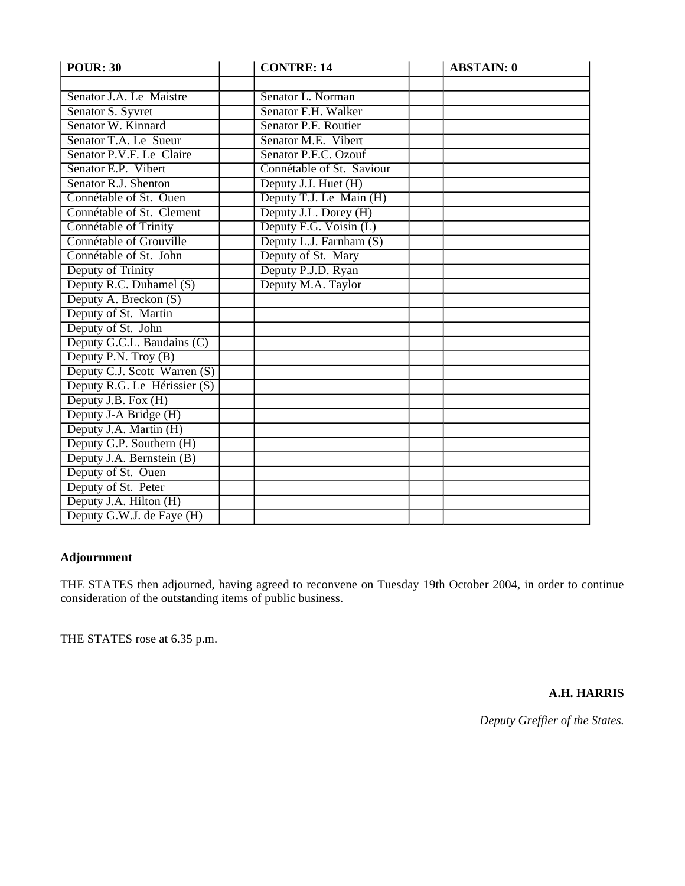| POUR: 30 | | CONTRE: 14 | | ABSTAIN: 0 |
|---|---|---|---|---|
| | | | | |
| Senator J.A. Le Maistre | | Senator L. Norman | | |
| Senator S. Syvret | | Senator F.H. Walker | | |
| Senator W. Kinnard | | Senator P.F. Routier | | |
| Senator T.A. Le Sueur | | Senator M.E. Vibert | | |
| Senator P.V.F. Le Claire | | Senator P.F.C. Ozouf | | |
| Senator E.P. Vibert | | Connétable of St. Saviour | | |
| Senator R.J. Shenton | | Deputy J.J. Huet (H) | | |
| Connétable of St. Ouen | | Deputy T.J. Le Main (H) | | |
| Connétable of St. Clement | | Deputy J.L. Dorey (H) | | |
| Connétable of Trinity | | Deputy F.G. Voisin (L) | | |
| Connétable of Grouville | | Deputy L.J. Farnham (S) | | |
| Connétable of St. John | | Deputy of St. Mary | | |
| Deputy of Trinity | | Deputy P.J.D. Ryan | | |
| Deputy R.C. Duhamel (S) | | Deputy M.A. Taylor | | |
| Deputy A. Breckon (S) | | | | |
| Deputy of St. Martin | | | | |
| Deputy of St. John | | | | |
| Deputy G.C.L. Baudains (C) | | | | |
| Deputy P.N. Troy (B) | | | | |
| Deputy C.J. Scott Warren (S) | | | | |
| Deputy R.G. Le Hérissier (S) | | | | |
| Deputy J.B. Fox (H) | | | | |
| Deputy J-A Bridge (H) | | | | |
| Deputy J.A. Martin (H) | | | | |
| Deputy G.P. Southern (H) | | | | |
| Deputy J.A. Bernstein (B) | | | | |
| Deputy of St. Ouen | | | | |
| Deputy of St. Peter | | | | |
| Deputy J.A. Hilton (H) | | | | |
| Deputy G.W.J. de Faye (H) | | | | |

**Adjournment**

THE STATES then adjourned, having agreed to reconvene on Tuesday 19th October 2004, in order to continue consideration of the outstanding items of public business.

THE STATES rose at 6.35 p.m.

**A.H. HARRIS**

*Deputy Greffier of the States.*